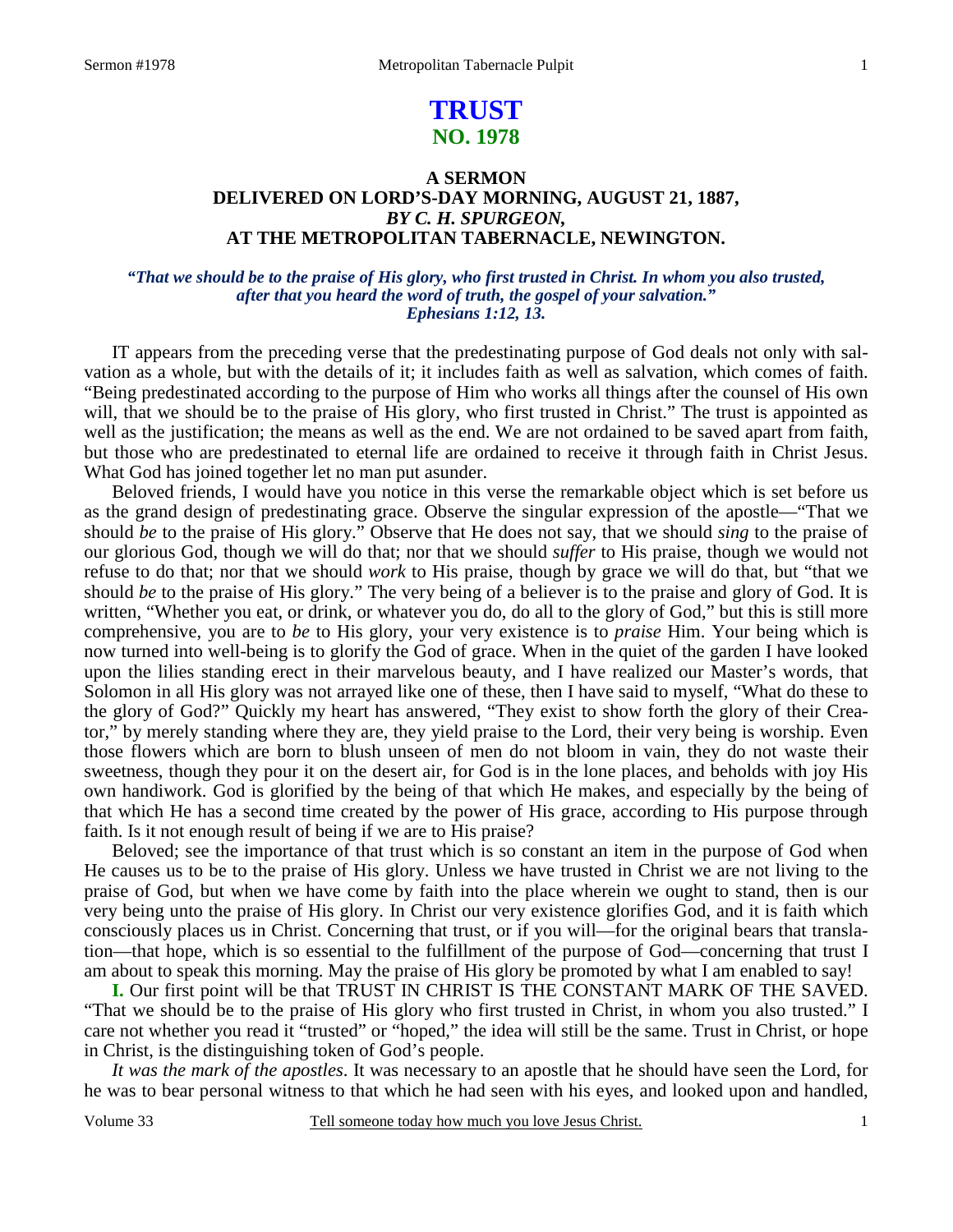# TRUST
## NO. 1978

### A SERMON
### DELIVERED ON LORD'S-DAY MORNING, AUGUST 21, 1887,
### *BY C. H. SPURGEON,*
### AT THE METROPOLITAN TABERNACLE, NEWINGTON.

***"That we should be to the praise of His glory, who first trusted in Christ. In whom you also trusted, after that you heard the word of truth, the gospel of your salvation." Ephesians 1:12, 13.***

IT appears from the preceding verse that the predestinating purpose of God deals not only with salvation as a whole, but with the details of it; it includes faith as well as salvation, which comes of faith. "Being predestinated according to the purpose of Him who works all things after the counsel of His own will, that we should be to the praise of His glory, who first trusted in Christ." The trust is appointed as well as the justification; the means as well as the end. We are not ordained to be saved apart from faith, but those who are predestinated to eternal life are ordained to receive it through faith in Christ Jesus. What God has joined together let no man put asunder.

Beloved friends, I would have you notice in this verse the remarkable object which is set before us as the grand design of predestinating grace. Observe the singular expression of the apostle—"That we should *be* to the praise of His glory." Observe that He does not say, that we should *sing* to the praise of our glorious God, though we will do that; nor that we should *suffer* to His praise, though we would not refuse to do that; nor that we should *work* to His praise, though by grace we will do that, but "that we should *be* to the praise of His glory." The very being of a believer is to the praise and glory of God. It is written, "Whether you eat, or drink, or whatever you do, do all to the glory of God," but this is still more comprehensive, you are to *be* to His glory, your very existence is to *praise* Him. Your being which is now turned into well-being is to glorify the God of grace. When in the quiet of the garden I have looked upon the lilies standing erect in their marvelous beauty, and I have realized our Master's words, that Solomon in all His glory was not arrayed like one of these, then I have said to myself, "What do these to the glory of God?" Quickly my heart has answered, "They exist to show forth the glory of their Creator," by merely standing where they are, they yield praise to the Lord, their very being is worship. Even those flowers which are born to blush unseen of men do not bloom in vain, they do not waste their sweetness, though they pour it on the desert air, for God is in the lone places, and beholds with joy His own handiwork. God is glorified by the being of that which He makes, and especially by the being of that which He has a second time created by the power of His grace, according to His purpose through faith. Is it not enough result of being if we are to His praise?

Beloved; see the importance of that trust which is so constant an item in the purpose of God when He causes us to be to the praise of His glory. Unless we have trusted in Christ we are not living to the praise of God, but when we have come by faith into the place wherein we ought to stand, then is our very being unto the praise of His glory. In Christ our very existence glorifies God, and it is faith which consciously places us in Christ. Concerning that trust, or if you will—for the original bears that translation—that hope, which is so essential to the fulfillment of the purpose of God—concerning that trust I am about to speak this morning. May the praise of His glory be promoted by what I am enabled to say!

**I.** Our first point will be that TRUST IN CHRIST IS THE CONSTANT MARK OF THE SAVED. "That we should be to the praise of His glory who first trusted in Christ, in whom you also trusted." I care not whether you read it "trusted" or "hoped," the idea will still be the same. Trust in Christ, or hope in Christ, is the distinguishing token of God's people.

*It was the mark of the apostles*. It was necessary to an apostle that he should have seen the Lord, for he was to bear personal witness to that which he had seen with his eyes, and looked upon and handled,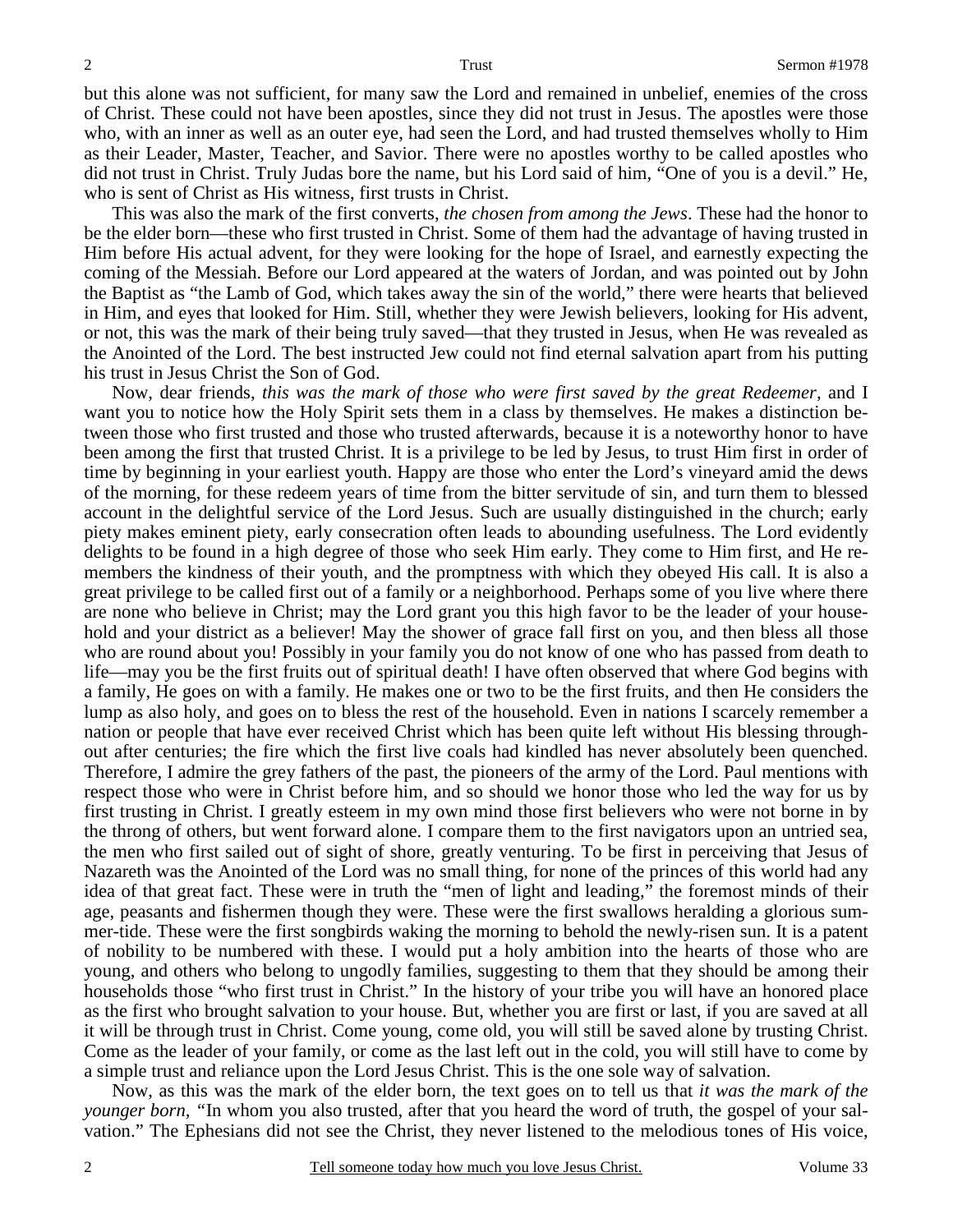but this alone was not sufficient, for many saw the Lord and remained in unbelief, enemies of the cross of Christ. These could not have been apostles, since they did not trust in Jesus. The apostles were those who, with an inner as well as an outer eye, had seen the Lord, and had trusted themselves wholly to Him as their Leader, Master, Teacher, and Savior. There were no apostles worthy to be called apostles who did not trust in Christ. Truly Judas bore the name, but his Lord said of him, "One of you is a devil." He, who is sent of Christ as His witness, first trusts in Christ.

This was also the mark of the first converts, *the chosen from among the Jews*. These had the honor to be the elder born—these who first trusted in Christ. Some of them had the advantage of having trusted in Him before His actual advent, for they were looking for the hope of Israel, and earnestly expecting the coming of the Messiah. Before our Lord appeared at the waters of Jordan, and was pointed out by John the Baptist as "the Lamb of God, which takes away the sin of the world," there were hearts that believed in Him, and eyes that looked for Him. Still, whether they were Jewish believers, looking for His advent, or not, this was the mark of their being truly saved—that they trusted in Jesus, when He was revealed as the Anointed of the Lord. The best instructed Jew could not find eternal salvation apart from his putting his trust in Jesus Christ the Son of God.

Now, dear friends, *this was the mark of those who were first saved by the great Redeemer,* and I want you to notice how the Holy Spirit sets them in a class by themselves. He makes a distinction between those who first trusted and those who trusted afterwards, because it is a noteworthy honor to have been among the first that trusted Christ. It is a privilege to be led by Jesus, to trust Him first in order of time by beginning in your earliest youth. Happy are those who enter the Lord's vineyard amid the dews of the morning, for these redeem years of time from the bitter servitude of sin, and turn them to blessed account in the delightful service of the Lord Jesus. Such are usually distinguished in the church; early piety makes eminent piety, early consecration often leads to abounding usefulness. The Lord evidently delights to be found in a high degree of those who seek Him early. They come to Him first, and He remembers the kindness of their youth, and the promptness with which they obeyed His call. It is also a great privilege to be called first out of a family or a neighborhood. Perhaps some of you live where there are none who believe in Christ; may the Lord grant you this high favor to be the leader of your household and your district as a believer! May the shower of grace fall first on you, and then bless all those who are round about you! Possibly in your family you do not know of one who has passed from death to life—may you be the first fruits out of spiritual death! I have often observed that where God begins with a family, He goes on with a family. He makes one or two to be the first fruits, and then He considers the lump as also holy, and goes on to bless the rest of the household. Even in nations I scarcely remember a nation or people that have ever received Christ which has been quite left without His blessing throughout after centuries; the fire which the first live coals had kindled has never absolutely been quenched. Therefore, I admire the grey fathers of the past, the pioneers of the army of the Lord. Paul mentions with respect those who were in Christ before him, and so should we honor those who led the way for us by first trusting in Christ. I greatly esteem in my own mind those first believers who were not borne in by the throng of others, but went forward alone. I compare them to the first navigators upon an untried sea, the men who first sailed out of sight of shore, greatly venturing. To be first in perceiving that Jesus of Nazareth was the Anointed of the Lord was no small thing, for none of the princes of this world had any idea of that great fact. These were in truth the "men of light and leading," the foremost minds of their age, peasants and fishermen though they were. These were the first swallows heralding a glorious summer-tide. These were the first songbirds waking the morning to behold the newly-risen sun. It is a patent of nobility to be numbered with these. I would put a holy ambition into the hearts of those who are young, and others who belong to ungodly families, suggesting to them that they should be among their households those "who first trust in Christ." In the history of your tribe you will have an honored place as the first who brought salvation to your house. But, whether you are first or last, if you are saved at all it will be through trust in Christ. Come young, come old, you will still be saved alone by trusting Christ. Come as the leader of your family, or come as the last left out in the cold, you will still have to come by a simple trust and reliance upon the Lord Jesus Christ. This is the one sole way of salvation.

Now, as this was the mark of the elder born, the text goes on to tell us that *it was the mark of the younger born,* "In whom you also trusted, after that you heard the word of truth, the gospel of your salvation." The Ephesians did not see the Christ, they never listened to the melodious tones of His voice,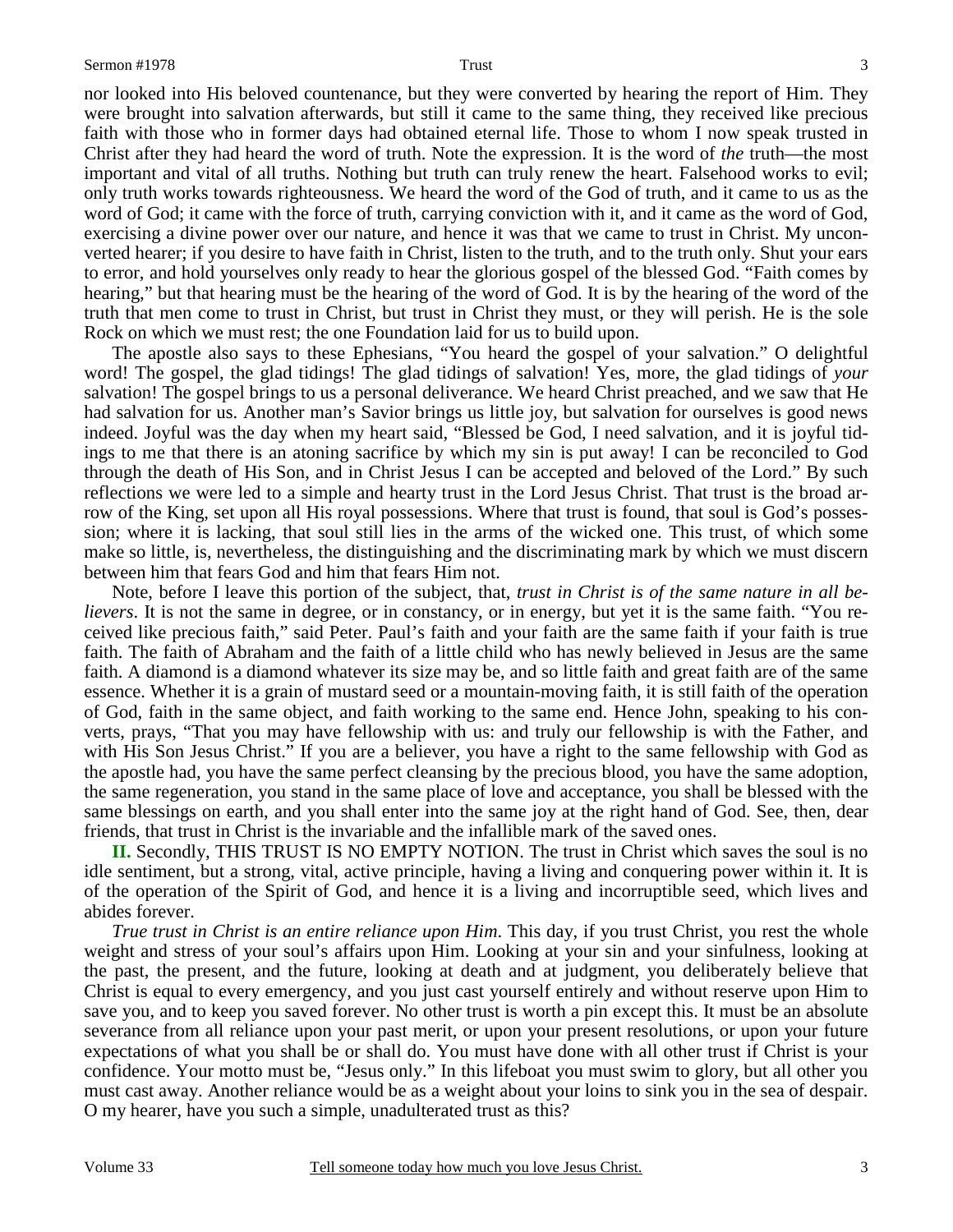nor looked into His beloved countenance, but they were converted by hearing the report of Him. They were brought into salvation afterwards, but still it came to the same thing, they received like precious faith with those who in former days had obtained eternal life. Those to whom I now speak trusted in Christ after they had heard the word of truth. Note the expression. It is the word of *the* truth—the most important and vital of all truths. Nothing but truth can truly renew the heart. Falsehood works to evil; only truth works towards righteousness. We heard the word of the God of truth, and it came to us as the word of God; it came with the force of truth, carrying conviction with it, and it came as the word of God, exercising a divine power over our nature, and hence it was that we came to trust in Christ. My unconverted hearer; if you desire to have faith in Christ, listen to the truth, and to the truth only. Shut your ears to error, and hold yourselves only ready to hear the glorious gospel of the blessed God. "Faith comes by hearing," but that hearing must be the hearing of the word of God. It is by the hearing of the word of the truth that men come to trust in Christ, but trust in Christ they must, or they will perish. He is the sole Rock on which we must rest; the one Foundation laid for us to build upon.

The apostle also says to these Ephesians, "You heard the gospel of your salvation." O delightful word! The gospel, the glad tidings! The glad tidings of salvation! Yes, more, the glad tidings of *your* salvation! The gospel brings to us a personal deliverance. We heard Christ preached, and we saw that He had salvation for us. Another man's Savior brings us little joy, but salvation for ourselves is good news indeed. Joyful was the day when my heart said, "Blessed be God, I need salvation, and it is joyful tidings to me that there is an atoning sacrifice by which my sin is put away! I can be reconciled to God through the death of His Son, and in Christ Jesus I can be accepted and beloved of the Lord." By such reflections we were led to a simple and hearty trust in the Lord Jesus Christ. That trust is the broad arrow of the King, set upon all His royal possessions. Where that trust is found, that soul is God's possession; where it is lacking, that soul still lies in the arms of the wicked one. This trust, of which some make so little, is, nevertheless, the distinguishing and the discriminating mark by which we must discern between him that fears God and him that fears Him not.

Note, before I leave this portion of the subject, that, *trust in Christ is of the same nature in all believers*. It is not the same in degree, or in constancy, or in energy, but yet it is the same faith. "You received like precious faith," said Peter. Paul's faith and your faith are the same faith if your faith is true faith. The faith of Abraham and the faith of a little child who has newly believed in Jesus are the same faith. A diamond is a diamond whatever its size may be, and so little faith and great faith are of the same essence. Whether it is a grain of mustard seed or a mountain-moving faith, it is still faith of the operation of God, faith in the same object, and faith working to the same end. Hence John, speaking to his converts, prays, "That you may have fellowship with us: and truly our fellowship is with the Father, and with His Son Jesus Christ." If you are a believer, you have a right to the same fellowship with God as the apostle had, you have the same perfect cleansing by the precious blood, you have the same adoption, the same regeneration, you stand in the same place of love and acceptance, you shall be blessed with the same blessings on earth, and you shall enter into the same joy at the right hand of God. See, then, dear friends, that trust in Christ is the invariable and the infallible mark of the saved ones.

**II.** Secondly, THIS TRUST IS NO EMPTY NOTION. The trust in Christ which saves the soul is no idle sentiment, but a strong, vital, active principle, having a living and conquering power within it. It is of the operation of the Spirit of God, and hence it is a living and incorruptible seed, which lives and abides forever.

*True trust in Christ is an entire reliance upon Him*. This day, if you trust Christ, you rest the whole weight and stress of your soul's affairs upon Him. Looking at your sin and your sinfulness, looking at the past, the present, and the future, looking at death and at judgment, you deliberately believe that Christ is equal to every emergency, and you just cast yourself entirely and without reserve upon Him to save you, and to keep you saved forever. No other trust is worth a pin except this. It must be an absolute severance from all reliance upon your past merit, or upon your present resolutions, or upon your future expectations of what you shall be or shall do. You must have done with all other trust if Christ is your confidence. Your motto must be, "Jesus only." In this lifeboat you must swim to glory, but all other you must cast away. Another reliance would be as a weight about your loins to sink you in the sea of despair. O my hearer, have you such a simple, unadulterated trust as this?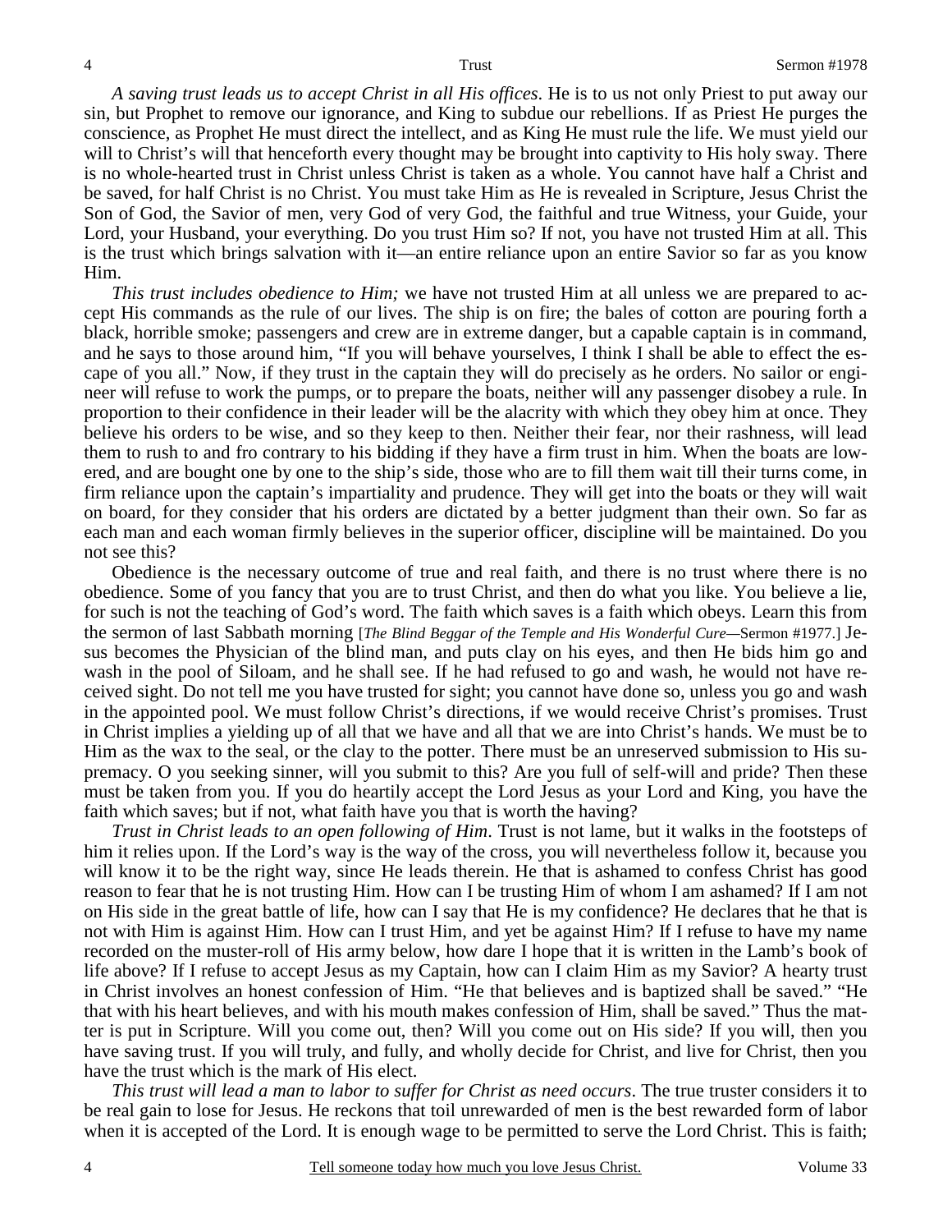*A saving trust leads us to accept Christ in all His offices*. He is to us not only Priest to put away our sin, but Prophet to remove our ignorance, and King to subdue our rebellions. If as Priest He purges the conscience, as Prophet He must direct the intellect, and as King He must rule the life. We must yield our will to Christ's will that henceforth every thought may be brought into captivity to His holy sway. There is no whole-hearted trust in Christ unless Christ is taken as a whole. You cannot have half a Christ and be saved, for half Christ is no Christ. You must take Him as He is revealed in Scripture, Jesus Christ the Son of God, the Savior of men, very God of very God, the faithful and true Witness, your Guide, your Lord, your Husband, your everything. Do you trust Him so? If not, you have not trusted Him at all. This is the trust which brings salvation with it—an entire reliance upon an entire Savior so far as you know Him.

*This trust includes obedience to Him;* we have not trusted Him at all unless we are prepared to accept His commands as the rule of our lives. The ship is on fire; the bales of cotton are pouring forth a black, horrible smoke; passengers and crew are in extreme danger, but a capable captain is in command, and he says to those around him, "If you will behave yourselves, I think I shall be able to effect the escape of you all." Now, if they trust in the captain they will do precisely as he orders. No sailor or engineer will refuse to work the pumps, or to prepare the boats, neither will any passenger disobey a rule. In proportion to their confidence in their leader will be the alacrity with which they obey him at once. They believe his orders to be wise, and so they keep to then. Neither their fear, nor their rashness, will lead them to rush to and fro contrary to his bidding if they have a firm trust in him. When the boats are lowered, and are bought one by one to the ship's side, those who are to fill them wait till their turns come, in firm reliance upon the captain's impartiality and prudence. They will get into the boats or they will wait on board, for they consider that his orders are dictated by a better judgment than their own. So far as each man and each woman firmly believes in the superior officer, discipline will be maintained. Do you not see this?

Obedience is the necessary outcome of true and real faith, and there is no trust where there is no obedience. Some of you fancy that you are to trust Christ, and then do what you like. You believe a lie, for such is not the teaching of God's word. The faith which saves is a faith which obeys. Learn this from the sermon of last Sabbath morning [*The Blind Beggar of the Temple and His Wonderful Cure*—Sermon #1977.] Jesus becomes the Physician of the blind man, and puts clay on his eyes, and then He bids him go and wash in the pool of Siloam, and he shall see. If he had refused to go and wash, he would not have received sight. Do not tell me you have trusted for sight; you cannot have done so, unless you go and wash in the appointed pool. We must follow Christ's directions, if we would receive Christ's promises. Trust in Christ implies a yielding up of all that we have and all that we are into Christ's hands. We must be to Him as the wax to the seal, or the clay to the potter. There must be an unreserved submission to His supremacy. O you seeking sinner, will you submit to this? Are you full of self-will and pride? Then these must be taken from you. If you do heartily accept the Lord Jesus as your Lord and King, you have the faith which saves; but if not, what faith have you that is worth the having?

*Trust in Christ leads to an open following of Him*. Trust is not lame, but it walks in the footsteps of him it relies upon. If the Lord's way is the way of the cross, you will nevertheless follow it, because you will know it to be the right way, since He leads therein. He that is ashamed to confess Christ has good reason to fear that he is not trusting Him. How can I be trusting Him of whom I am ashamed? If I am not on His side in the great battle of life, how can I say that He is my confidence? He declares that he that is not with Him is against Him. How can I trust Him, and yet be against Him? If I refuse to have my name recorded on the muster-roll of His army below, how dare I hope that it is written in the Lamb's book of life above? If I refuse to accept Jesus as my Captain, how can I claim Him as my Savior? A hearty trust in Christ involves an honest confession of Him. "He that believes and is baptized shall be saved." "He that with his heart believes, and with his mouth makes confession of Him, shall be saved." Thus the matter is put in Scripture. Will you come out, then? Will you come out on His side? If you will, then you have saving trust. If you will truly, and fully, and wholly decide for Christ, and live for Christ, then you have the trust which is the mark of His elect.

*This trust will lead a man to labor to suffer for Christ as need occurs*. The true truster considers it to be real gain to lose for Jesus. He reckons that toil unrewarded of men is the best rewarded form of labor when it is accepted of the Lord. It is enough wage to be permitted to serve the Lord Christ. This is faith;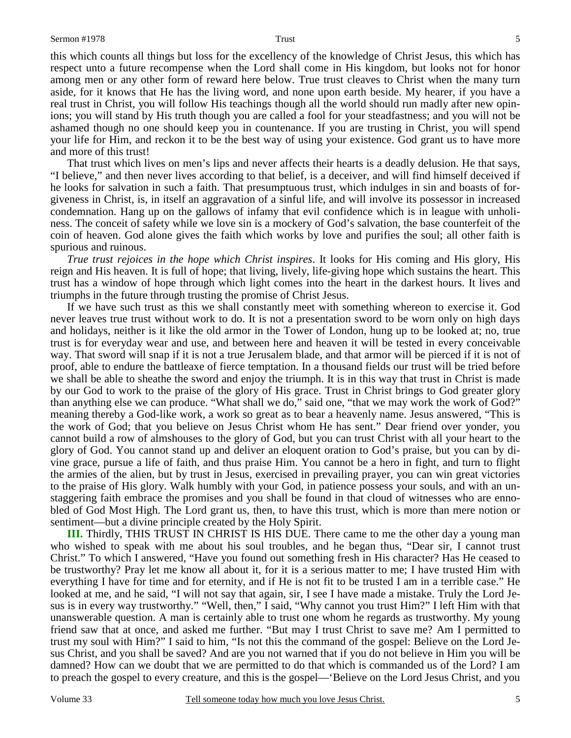this which counts all things but loss for the excellency of the knowledge of Christ Jesus, this which has respect unto a future recompense when the Lord shall come in His kingdom, but looks not for honor among men or any other form of reward here below. True trust cleaves to Christ when the many turn aside, for it knows that He has the living word, and none upon earth beside. My hearer, if you have a real trust in Christ, you will follow His teachings though all the world should run madly after new opinions; you will stand by His truth though you are called a fool for your steadfastness; and you will not be ashamed though no one should keep you in countenance. If you are trusting in Christ, you will spend your life for Him, and reckon it to be the best way of using your existence. God grant us to have more and more of this trust!

That trust which lives on men's lips and never affects their hearts is a deadly delusion. He that says, "I believe," and then never lives according to that belief, is a deceiver, and will find himself deceived if he looks for salvation in such a faith. That presumptuous trust, which indulges in sin and boasts of forgiveness in Christ, is, in itself an aggravation of a sinful life, and will involve its possessor in increased condemnation. Hang up on the gallows of infamy that evil confidence which is in league with unholiness. The conceit of safety while we love sin is a mockery of God's salvation, the base counterfeit of the coin of heaven. God alone gives the faith which works by love and purifies the soul; all other faith is spurious and ruinous.

*True trust rejoices in the hope which Christ inspires*. It looks for His coming and His glory, His reign and His heaven. It is full of hope; that living, lively, life-giving hope which sustains the heart. This trust has a window of hope through which light comes into the heart in the darkest hours. It lives and triumphs in the future through trusting the promise of Christ Jesus.

If we have such trust as this we shall constantly meet with something whereon to exercise it. God never leaves true trust without work to do. It is not a presentation sword to be worn only on high days and holidays, neither is it like the old armor in the Tower of London, hung up to be looked at; no, true trust is for everyday wear and use, and between here and heaven it will be tested in every conceivable way. That sword will snap if it is not a true Jerusalem blade, and that armor will be pierced if it is not of proof, able to endure the battleaxe of fierce temptation. In a thousand fields our trust will be tried before we shall be able to sheathe the sword and enjoy the triumph. It is in this way that trust in Christ is made by our God to work to the praise of the glory of His grace. Trust in Christ brings to God greater glory than anything else we can produce. "What shall we do," said one, "that we may work the work of God?" meaning thereby a God-like work, a work so great as to bear a heavenly name. Jesus answered, "This is the work of God; that you believe on Jesus Christ whom He has sent." Dear friend over yonder, you cannot build a row of almshouses to the glory of God, but you can trust Christ with all your heart to the glory of God. You cannot stand up and deliver an eloquent oration to God's praise, but you can by divine grace, pursue a life of faith, and thus praise Him. You cannot be a hero in fight, and turn to flight the armies of the alien, but by trust in Jesus, exercised in prevailing prayer, you can win great victories to the praise of His glory. Walk humbly with your God, in patience possess your souls, and with an unstaggering faith embrace the promises and you shall be found in that cloud of witnesses who are ennobled of God Most High. The Lord grant us, then, to have this trust, which is more than mere notion or sentiment—but a divine principle created by the Holy Spirit.

**III.** Thirdly, THIS TRUST IN CHRIST IS HIS DUE. There came to me the other day a young man who wished to speak with me about his soul troubles, and he began thus, "Dear sir, I cannot trust Christ." To which I answered, "Have you found out something fresh in His character? Has He ceased to be trustworthy? Pray let me know all about it, for it is a serious matter to me; I have trusted Him with everything I have for time and for eternity, and if He is not fit to be trusted I am in a terrible case." He looked at me, and he said, "I will not say that again, sir, I see I have made a mistake. Truly the Lord Jesus is in every way trustworthy." "Well, then," I said, "Why cannot you trust Him?" I left Him with that unanswerable question. A man is certainly able to trust one whom he regards as trustworthy. My young friend saw that at once, and asked me further. "But may I trust Christ to save me? Am I permitted to trust my soul with Him?" I said to him, "Is not this the command of the gospel: Believe on the Lord Jesus Christ, and you shall be saved? And are you not warned that if you do not believe in Him you will be damned? How can we doubt that we are permitted to do that which is commanded us of the Lord? I am to preach the gospel to every creature, and this is the gospel—'Believe on the Lord Jesus Christ, and you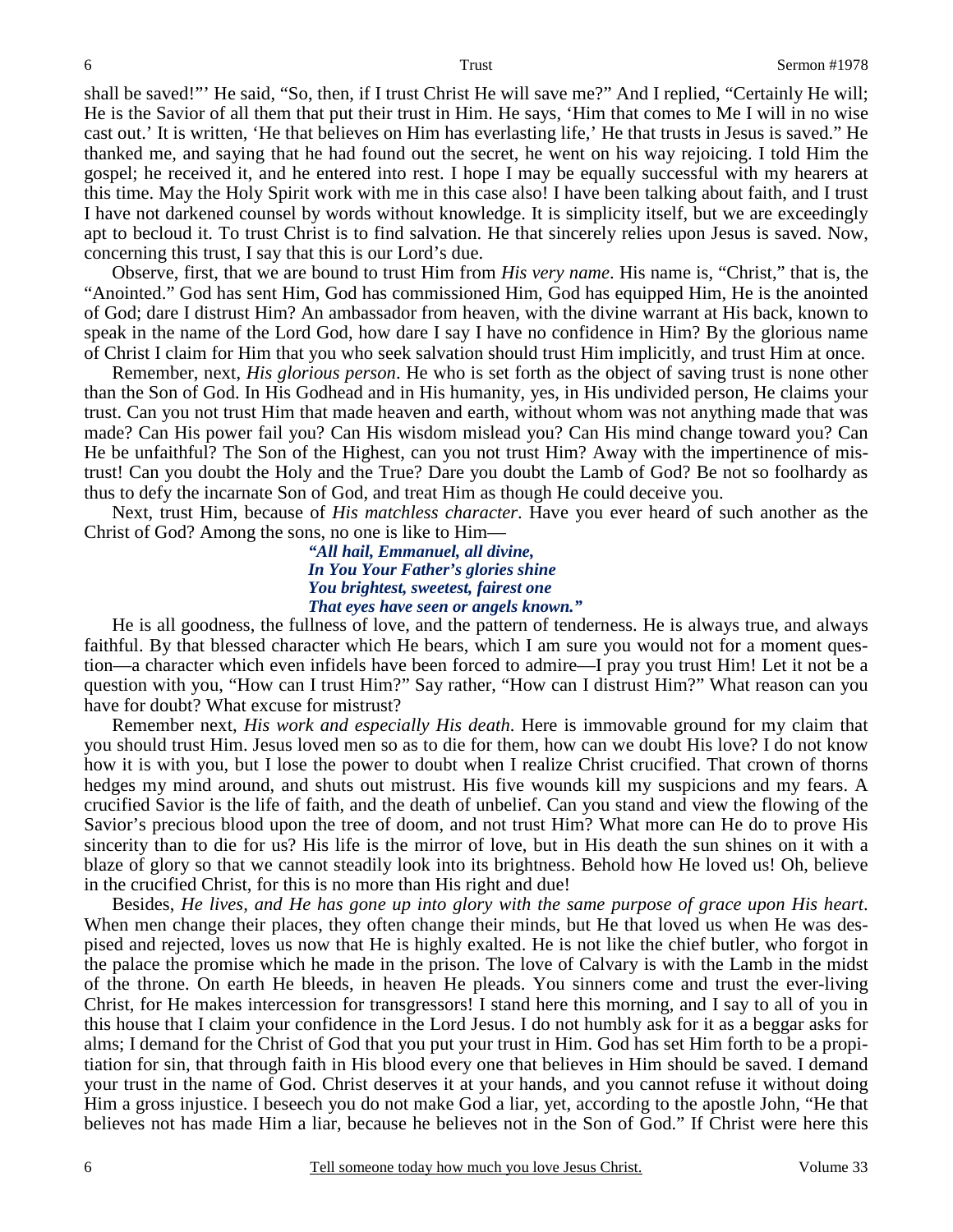shall be saved!"' He said, "So, then, if I trust Christ He will save me?" And I replied, "Certainly He will; He is the Savior of all them that put their trust in Him. He says, 'Him that comes to Me I will in no wise cast out.' It is written, 'He that believes on Him has everlasting life,' He that trusts in Jesus is saved." He thanked me, and saying that he had found out the secret, he went on his way rejoicing. I told Him the gospel; he received it, and he entered into rest. I hope I may be equally successful with my hearers at this time. May the Holy Spirit work with me in this case also! I have been talking about faith, and I trust I have not darkened counsel by words without knowledge. It is simplicity itself, but we are exceedingly apt to becloud it. To trust Christ is to find salvation. He that sincerely relies upon Jesus is saved. Now, concerning this trust, I say that this is our Lord's due.

Observe, first, that we are bound to trust Him from *His very name*. His name is, "Christ," that is, the "Anointed." God has sent Him, God has commissioned Him, God has equipped Him, He is the anointed of God; dare I distrust Him? An ambassador from heaven, with the divine warrant at His back, known to speak in the name of the Lord God, how dare I say I have no confidence in Him? By the glorious name of Christ I claim for Him that you who seek salvation should trust Him implicitly, and trust Him at once.

Remember, next, *His glorious person*. He who is set forth as the object of saving trust is none other than the Son of God. In His Godhead and in His humanity, yes, in His undivided person, He claims your trust. Can you not trust Him that made heaven and earth, without whom was not anything made that was made? Can His power fail you? Can His wisdom mislead you? Can His mind change toward you? Can He be unfaithful? The Son of the Highest, can you not trust Him? Away with the impertinence of mistrust! Can you doubt the Holy and the True? Dare you doubt the Lamb of God? Be not so foolhardy as thus to defy the incarnate Son of God, and treat Him as though He could deceive you.

Next, trust Him, because of *His matchless character*. Have you ever heard of such another as the Christ of God? Among the sons, no one is like to Him—

> ***"All hail, Emmanuel, all divine,***
> ***In You Your Father's glories shine***
> ***You brightest, sweetest, fairest one***
> ***That eyes have seen or angels known."***

He is all goodness, the fullness of love, and the pattern of tenderness. He is always true, and always faithful. By that blessed character which He bears, which I am sure you would not for a moment question—a character which even infidels have been forced to admire—I pray you trust Him! Let it not be a question with you, "How can I trust Him?" Say rather, "How can I distrust Him?" What reason can you have for doubt? What excuse for mistrust?

Remember next, *His work and especially His death*. Here is immovable ground for my claim that you should trust Him. Jesus loved men so as to die for them, how can we doubt His love? I do not know how it is with you, but I lose the power to doubt when I realize Christ crucified. That crown of thorns hedges my mind around, and shuts out mistrust. His five wounds kill my suspicions and my fears. A crucified Savior is the life of faith, and the death of unbelief. Can you stand and view the flowing of the Savior's precious blood upon the tree of doom, and not trust Him? What more can He do to prove His sincerity than to die for us? His life is the mirror of love, but in His death the sun shines on it with a blaze of glory so that we cannot steadily look into its brightness. Behold how He loved us! Oh, believe in the crucified Christ, for this is no more than His right and due!

Besides, *He lives, and He has gone up into glory with the same purpose of grace upon His heart*. When men change their places, they often change their minds, but He that loved us when He was despised and rejected, loves us now that He is highly exalted. He is not like the chief butler, who forgot in the palace the promise which he made in the prison. The love of Calvary is with the Lamb in the midst of the throne. On earth He bleeds, in heaven He pleads. You sinners come and trust the ever-living Christ, for He makes intercession for transgressors! I stand here this morning, and I say to all of you in this house that I claim your confidence in the Lord Jesus. I do not humbly ask for it as a beggar asks for alms; I demand for the Christ of God that you put your trust in Him. God has set Him forth to be a propitiation for sin, that through faith in His blood every one that believes in Him should be saved. I demand your trust in the name of God. Christ deserves it at your hands, and you cannot refuse it without doing Him a gross injustice. I beseech you do not make God a liar, yet, according to the apostle John, "He that believes not has made Him a liar, because he believes not in the Son of God." If Christ were here this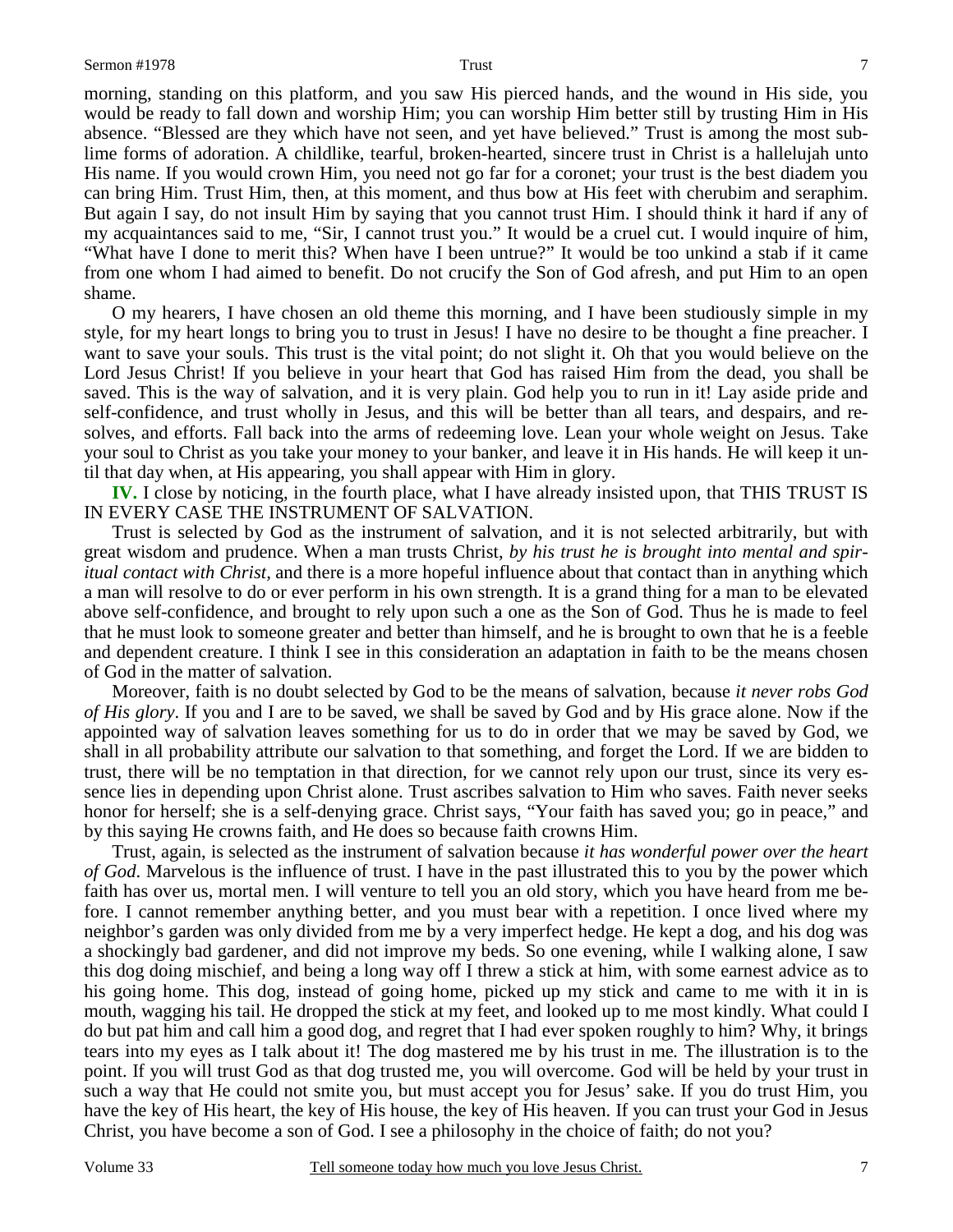morning, standing on this platform, and you saw His pierced hands, and the wound in His side, you would be ready to fall down and worship Him; you can worship Him better still by trusting Him in His absence. "Blessed are they which have not seen, and yet have believed." Trust is among the most sublime forms of adoration. A childlike, tearful, broken-hearted, sincere trust in Christ is a hallelujah unto His name. If you would crown Him, you need not go far for a coronet; your trust is the best diadem you can bring Him. Trust Him, then, at this moment, and thus bow at His feet with cherubim and seraphim. But again I say, do not insult Him by saying that you cannot trust Him. I should think it hard if any of my acquaintances said to me, "Sir, I cannot trust you." It would be a cruel cut. I would inquire of him, "What have I done to merit this? When have I been untrue?" It would be too unkind a stab if it came from one whom I had aimed to benefit. Do not crucify the Son of God afresh, and put Him to an open shame.

O my hearers, I have chosen an old theme this morning, and I have been studiously simple in my style, for my heart longs to bring you to trust in Jesus! I have no desire to be thought a fine preacher. I want to save your souls. This trust is the vital point; do not slight it. Oh that you would believe on the Lord Jesus Christ! If you believe in your heart that God has raised Him from the dead, you shall be saved. This is the way of salvation, and it is very plain. God help you to run in it! Lay aside pride and self-confidence, and trust wholly in Jesus, and this will be better than all tears, and despairs, and resolves, and efforts. Fall back into the arms of redeeming love. Lean your whole weight on Jesus. Take your soul to Christ as you take your money to your banker, and leave it in His hands. He will keep it until that day when, at His appearing, you shall appear with Him in glory.

**IV.** I close by noticing, in the fourth place, what I have already insisted upon, that THIS TRUST IS IN EVERY CASE THE INSTRUMENT OF SALVATION.

Trust is selected by God as the instrument of salvation, and it is not selected arbitrarily, but with great wisdom and prudence. When a man trusts Christ, *by his trust he is brought into mental and spiritual contact with Christ,* and there is a more hopeful influence about that contact than in anything which a man will resolve to do or ever perform in his own strength. It is a grand thing for a man to be elevated above self-confidence, and brought to rely upon such a one as the Son of God. Thus he is made to feel that he must look to someone greater and better than himself, and he is brought to own that he is a feeble and dependent creature. I think I see in this consideration an adaptation in faith to be the means chosen of God in the matter of salvation.

Moreover, faith is no doubt selected by God to be the means of salvation, because *it never robs God of His glory*. If you and I are to be saved, we shall be saved by God and by His grace alone. Now if the appointed way of salvation leaves something for us to do in order that we may be saved by God, we shall in all probability attribute our salvation to that something, and forget the Lord. If we are bidden to trust, there will be no temptation in that direction, for we cannot rely upon our trust, since its very essence lies in depending upon Christ alone. Trust ascribes salvation to Him who saves. Faith never seeks honor for herself; she is a self-denying grace. Christ says, "Your faith has saved you; go in peace," and by this saying He crowns faith, and He does so because faith crowns Him.

Trust, again, is selected as the instrument of salvation because *it has wonderful power over the heart of God*. Marvelous is the influence of trust. I have in the past illustrated this to you by the power which faith has over us, mortal men. I will venture to tell you an old story, which you have heard from me before. I cannot remember anything better, and you must bear with a repetition. I once lived where my neighbor's garden was only divided from me by a very imperfect hedge. He kept a dog, and his dog was a shockingly bad gardener, and did not improve my beds. So one evening, while I walking alone, I saw this dog doing mischief, and being a long way off I threw a stick at him, with some earnest advice as to his going home. This dog, instead of going home, picked up my stick and came to me with it in is mouth, wagging his tail. He dropped the stick at my feet, and looked up to me most kindly. What could I do but pat him and call him a good dog, and regret that I had ever spoken roughly to him? Why, it brings tears into my eyes as I talk about it! The dog mastered me by his trust in me*.* The illustration is to the point. If you will trust God as that dog trusted me, you will overcome. God will be held by your trust in such a way that He could not smite you, but must accept you for Jesus' sake. If you do trust Him, you have the key of His heart, the key of His house, the key of His heaven. If you can trust your God in Jesus Christ, you have become a son of God. I see a philosophy in the choice of faith; do not you?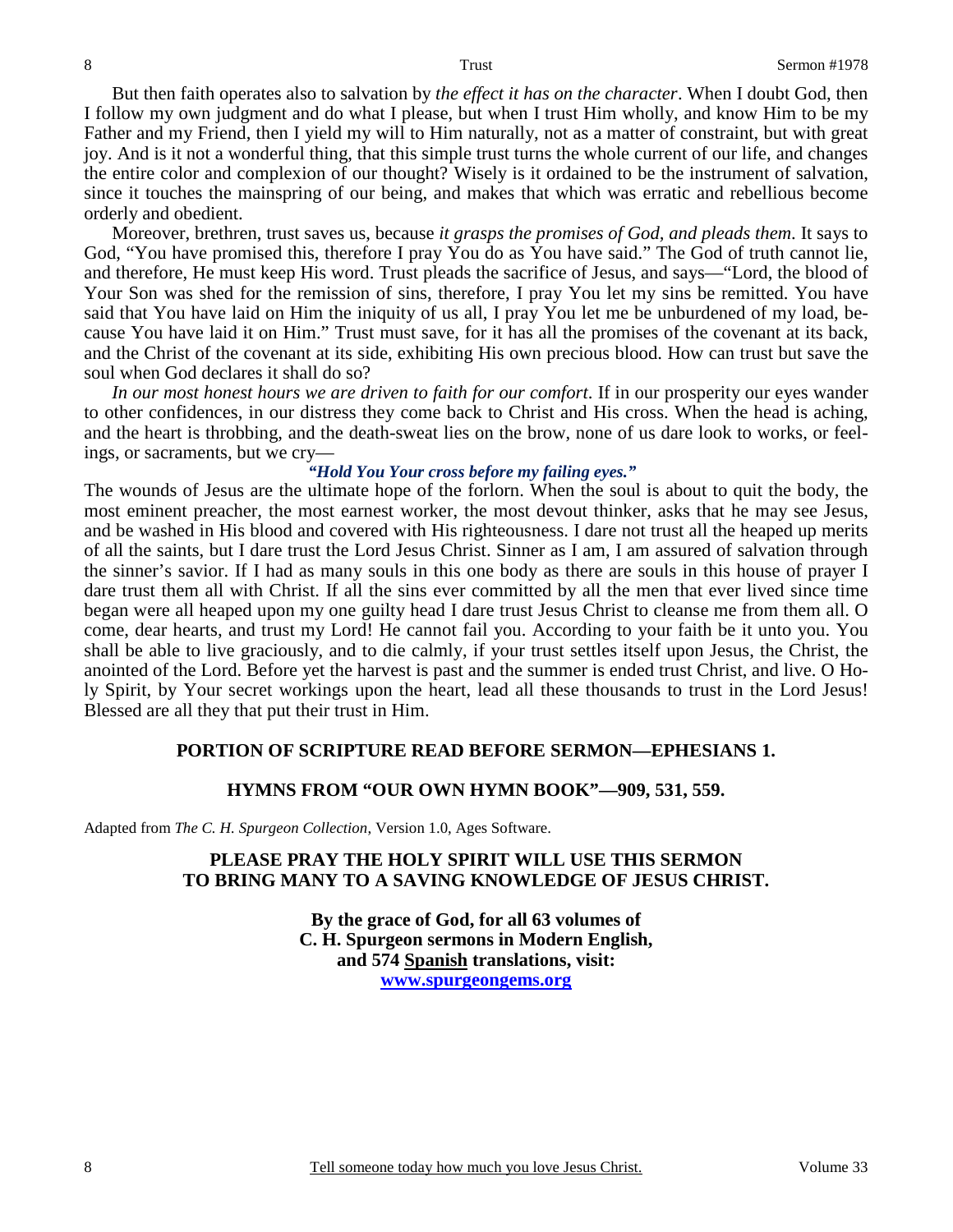But then faith operates also to salvation by *the effect it has on the character*. When I doubt God, then I follow my own judgment and do what I please, but when I trust Him wholly, and know Him to be my Father and my Friend, then I yield my will to Him naturally, not as a matter of constraint, but with great joy. And is it not a wonderful thing, that this simple trust turns the whole current of our life, and changes the entire color and complexion of our thought? Wisely is it ordained to be the instrument of salvation, since it touches the mainspring of our being, and makes that which was erratic and rebellious become orderly and obedient.

Moreover, brethren, trust saves us, because *it grasps the promises of God, and pleads them*. It says to God, "You have promised this, therefore I pray You do as You have said." The God of truth cannot lie, and therefore, He must keep His word. Trust pleads the sacrifice of Jesus, and says—"Lord, the blood of Your Son was shed for the remission of sins, therefore, I pray You let my sins be remitted. You have said that You have laid on Him the iniquity of us all, I pray You let me be unburdened of my load, because You have laid it on Him." Trust must save, for it has all the promises of the covenant at its back, and the Christ of the covenant at its side, exhibiting His own precious blood. How can trust but save the soul when God declares it shall do so?

*In our most honest hours we are driven to faith for our comfort*. If in our prosperity our eyes wander to other confidences, in our distress they come back to Christ and His cross. When the head is aching, and the heart is throbbing, and the death-sweat lies on the brow, none of us dare look to works, or feelings, or sacraments, but we cry—

***"Hold You Your cross before my failing eyes."***

The wounds of Jesus are the ultimate hope of the forlorn. When the soul is about to quit the body, the most eminent preacher, the most earnest worker, the most devout thinker, asks that he may see Jesus, and be washed in His blood and covered with His righteousness. I dare not trust all the heaped up merits of all the saints, but I dare trust the Lord Jesus Christ. Sinner as I am, I am assured of salvation through the sinner's savior. If I had as many souls in this one body as there are souls in this house of prayer I dare trust them all with Christ. If all the sins ever committed by all the men that ever lived since time began were all heaped upon my one guilty head I dare trust Jesus Christ to cleanse me from them all. O come, dear hearts, and trust my Lord! He cannot fail you. According to your faith be it unto you. You shall be able to live graciously, and to die calmly, if your trust settles itself upon Jesus, the Christ, the anointed of the Lord. Before yet the harvest is past and the summer is ended trust Christ, and live. O Holy Spirit, by Your secret workings upon the heart, lead all these thousands to trust in the Lord Jesus! Blessed are all they that put their trust in Him.

**PORTION OF SCRIPTURE READ BEFORE SERMON—EPHESIANS 1.**

**HYMNS FROM "OUR OWN HYMN BOOK"—909, 531, 559.**

Adapted from *The C. H. Spurgeon Collection*, Version 1.0, Ages Software.

**PLEASE PRAY THE HOLY SPIRIT WILL USE THIS SERMON TO BRING MANY TO A SAVING KNOWLEDGE OF JESUS CHRIST.**

**By the grace of God, for all 63 volumes of C. H. Spurgeon sermons in Modern English, and 574 Spanish translations, visit: www.spurgeongems.org**